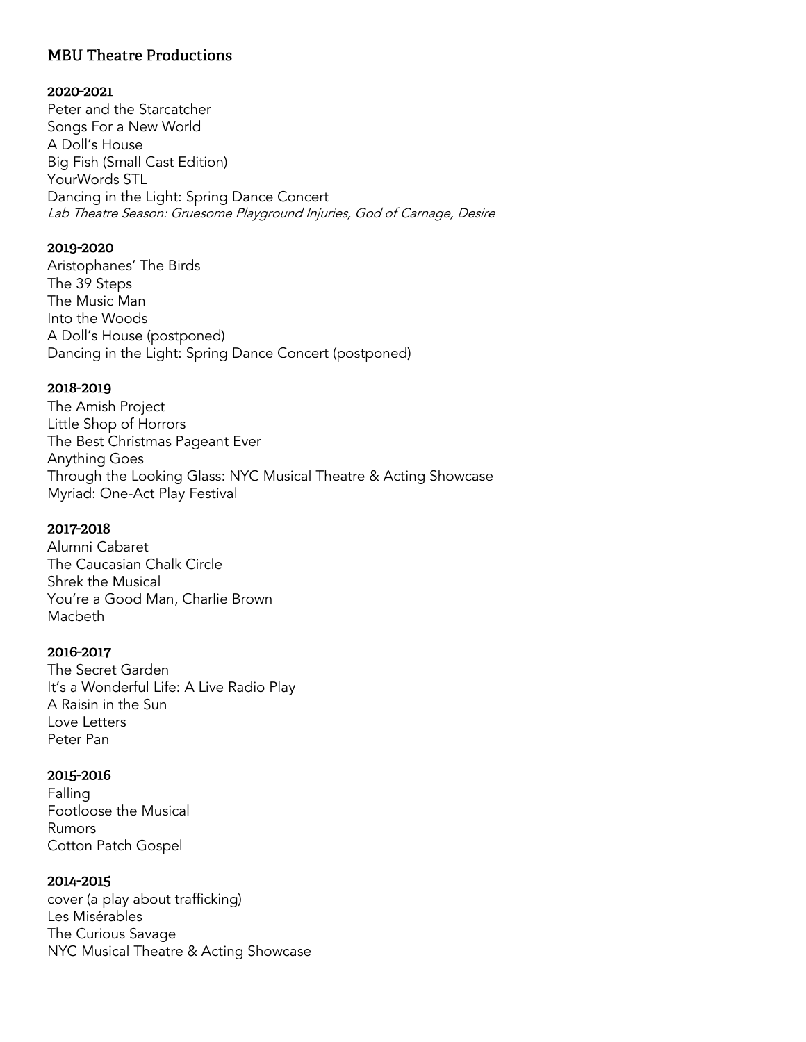## MBU Theatre Productions

### 2020-2021

Peter and the Starcatcher
Songs For a New World
A Doll's House
Big Fish (Small Cast Edition)
YourWords STL
Dancing in the Light: Spring Dance Concert
*Lab Theatre Season: Gruesome Playground Injuries, God of Carnage, Desire*

### 2019-2020

Aristophanes' The Birds
The 39 Steps
The Music Man
Into the Woods
A Doll's House (postponed)
Dancing in the Light: Spring Dance Concert (postponed)

### 2018-2019

The Amish Project
Little Shop of Horrors
The Best Christmas Pageant Ever
Anything Goes
Through the Looking Glass: NYC Musical Theatre & Acting Showcase
Myriad: One-Act Play Festival

### 2017-2018

Alumni Cabaret
The Caucasian Chalk Circle
Shrek the Musical
You're a Good Man, Charlie Brown
Macbeth

### 2016-2017

The Secret Garden
It's a Wonderful Life: A Live Radio Play
A Raisin in the Sun
Love Letters
Peter Pan

### 2015-2016

Falling
Footloose the Musical
Rumors
Cotton Patch Gospel

### 2014-2015

cover (a play about trafficking)
Les Misérables
The Curious Savage
NYC Musical Theatre & Acting Showcase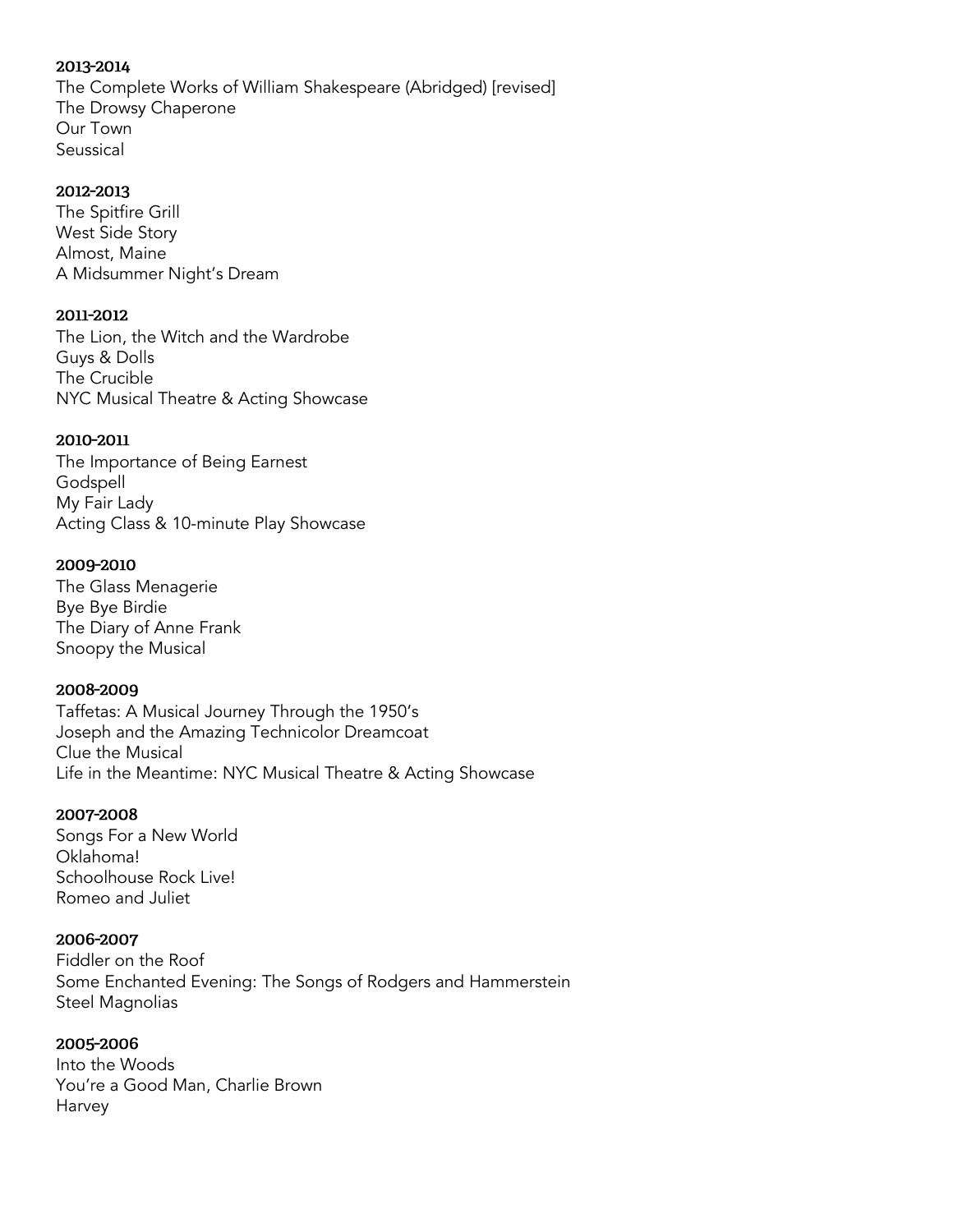**2013-2014**

The Complete Works of William Shakespeare (Abridged) [revised]
The Drowsy Chaperone
Our Town
Seussical

**2012-2013**

The Spitfire Grill
West Side Story
Almost, Maine
A Midsummer Night's Dream

**2011-2012**

The Lion, the Witch and the Wardrobe
Guys & Dolls
The Crucible
NYC Musical Theatre & Acting Showcase

**2010-2011**

The Importance of Being Earnest
Godspell
My Fair Lady
Acting Class & 10-minute Play Showcase

**2009-2010**

The Glass Menagerie
Bye Bye Birdie
The Diary of Anne Frank
Snoopy the Musical

**2008-2009**

Taffetas: A Musical Journey Through the 1950's
Joseph and the Amazing Technicolor Dreamcoat
Clue the Musical
Life in the Meantime: NYC Musical Theatre & Acting Showcase

**2007-2008**

Songs For a New World
Oklahoma!
Schoolhouse Rock Live!
Romeo and Juliet

**2006-2007**

Fiddler on the Roof
Some Enchanted Evening: The Songs of Rodgers and Hammerstein
Steel Magnolias

**2005-2006**

Into the Woods
You're a Good Man, Charlie Brown
Harvey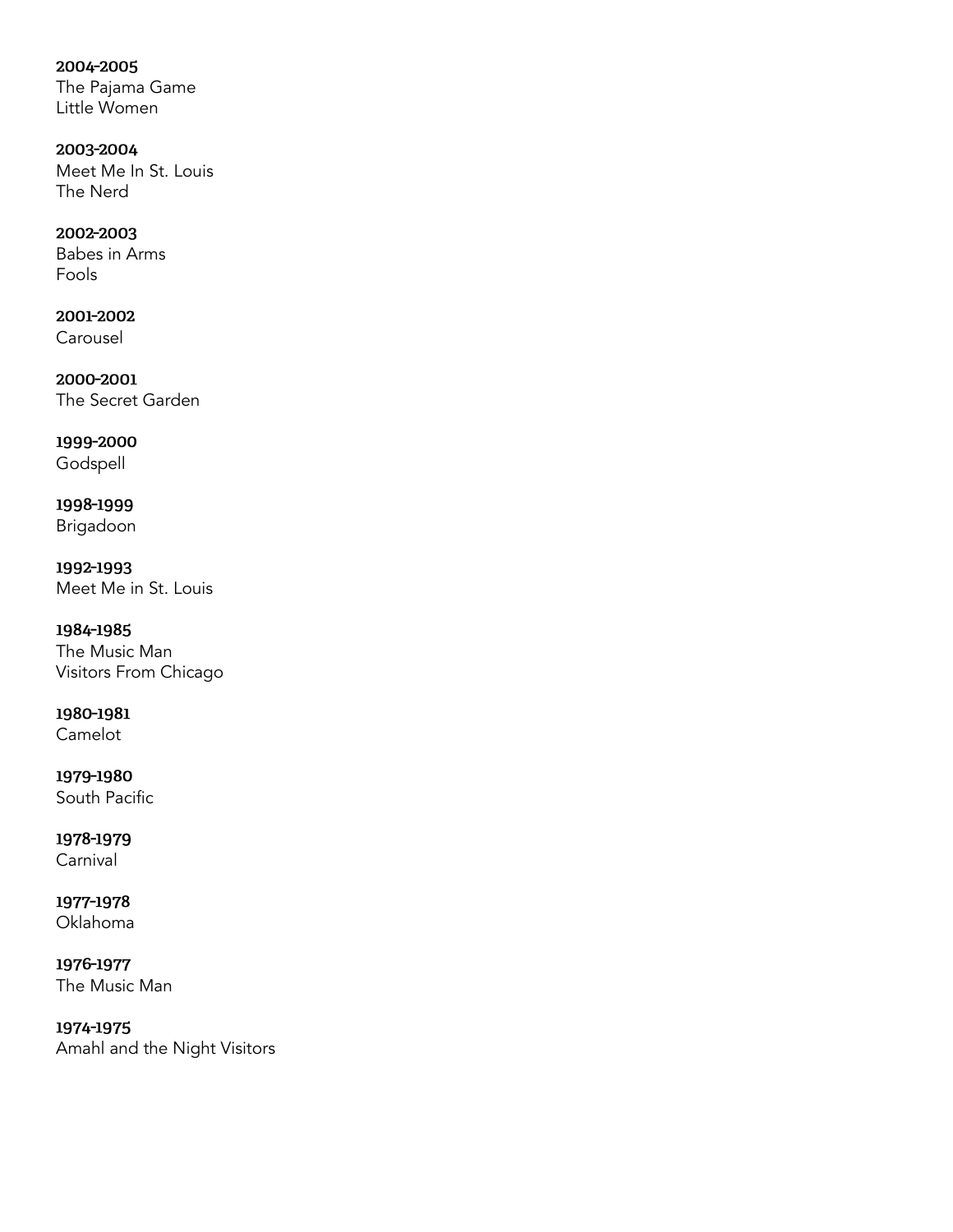**2004-2005**
The Pajama Game
Little Women

**2003-2004**
Meet Me In St. Louis
The Nerd

**2002-2003**
Babes in Arms
Fools

**2001-2002**
Carousel

**2000-2001**
The Secret Garden

**1999-2000**
Godspell

**1998-1999**
Brigadoon

**1992-1993**
Meet Me in St. Louis

**1984-1985**
The Music Man
Visitors From Chicago

**1980-1981**
Camelot

**1979-1980**
South Pacific

**1978-1979**
Carnival

**1977-1978**
Oklahoma

**1976-1977**
The Music Man

**1974-1975**
Amahl and the Night Visitors